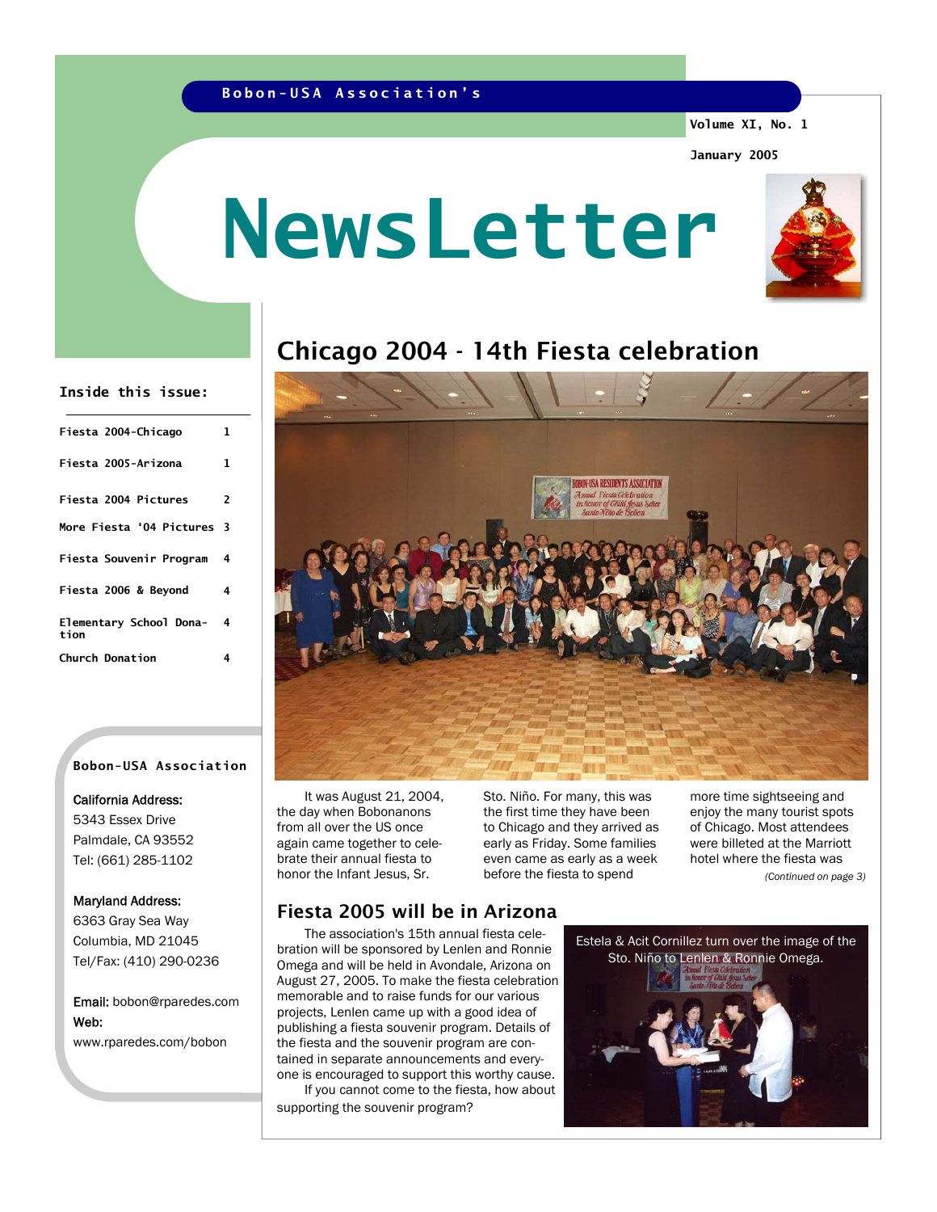Bobon-USA Association's

Volume XI, No. 1

January 2005

# NewsLetter

**Inside this issue:**

| | |
|---|---|
| Fiesta 2004-Chicago | 1 |
| Fiesta 2005-Arizona | 1 |
| Fiesta 2004 Pictures | 2 |
| More Fiesta '04 Pictures | 3 |
| Fiesta Souvenir Program | 4 |
| Fiesta 2006 & Beyond | 4 |
| Elementary School Donation | 4 |
| Church Donation | 4 |

**Bobon-USA Association**

California Address:
5343 Essex Drive
Palmdale, CA 93552
Tel: (661) 285-1102

Maryland Address:
6363 Gray Sea Way
Columbia, MD 21045
Tel/Fax: (410) 290-0236

Email: bobon@rparedes.com
Web:
www.rparedes.com/bobon

## Chicago 2004 - 14th Fiesta celebration

It was August 21, 2004, the day when Bobonanons from all over the US once again came together to celebrate their annual fiesta to honor the Infant Jesus, Sr. Sto. Niño. For many, this was the first time they have been to Chicago and they arrived as early as Friday. Some families even came as early as a week before the fiesta to spend more time sightseeing and enjoy the many tourist spots of Chicago. Most attendees were billeted at the Marriott hotel where the fiesta was

*(Continued on page 3)*

## Fiesta 2005 will be in Arizona

The association's 15th annual fiesta celebration will be sponsored by Lenlen and Ronnie Omega and will be held in Avondale, Arizona on August 27, 2005. To make the fiesta celebration memorable and to raise funds for our various projects, Lenlen came up with a good idea of publishing a fiesta souvenir program. Details of the fiesta and the souvenir program are contained in separate announcements and everyone is encouraged to support this worthy cause.

If you cannot come to the fiesta, how about supporting the souvenir program?

Estela & Acit Cornillez turn over the image of the Sto. Niño to Lenlen & Ronnie Omega.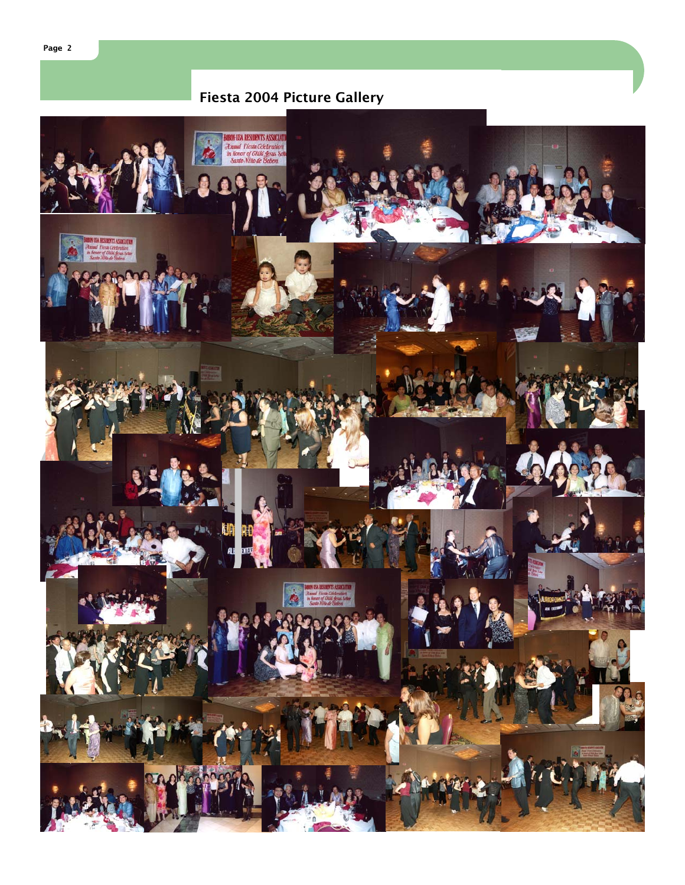## Fiesta 2004 Picture Gallery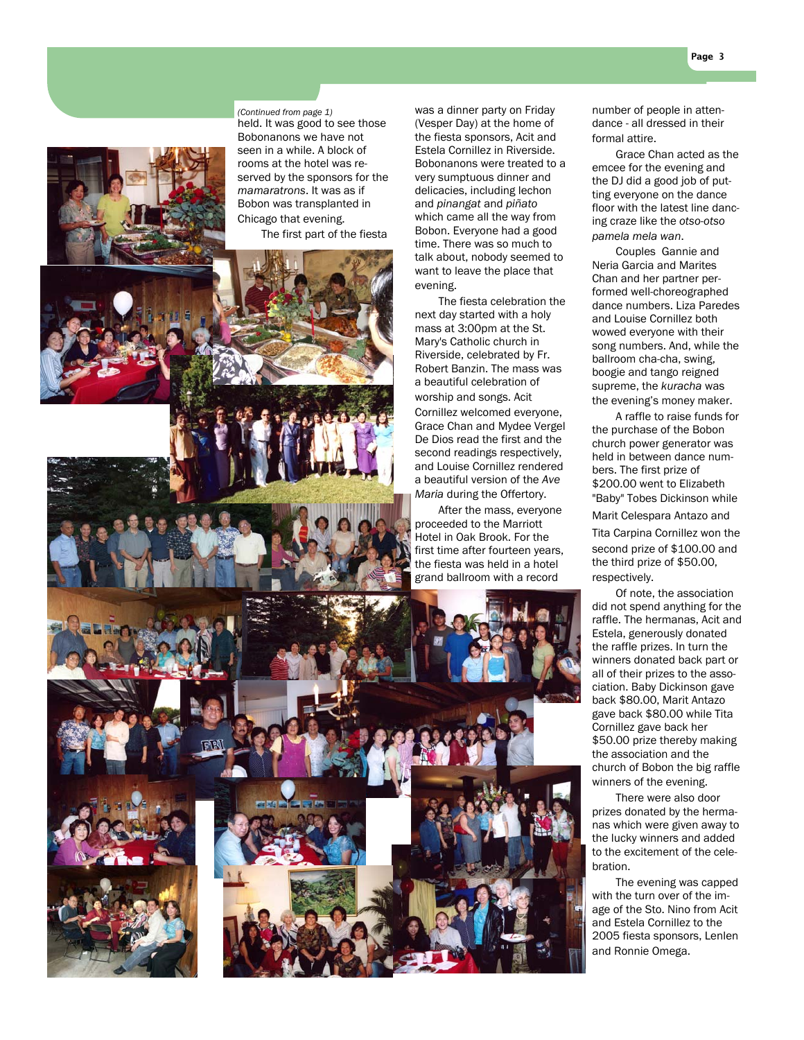*(Continued from page 1)*

held. It was good to see those Bobonanons we have not seen in a while. A block of rooms at the hotel was reserved by the sponsors for the *mamaratrons*. It was as if Bobon was transplanted in Chicago that evening.

The first part of the fiesta was a dinner party on Friday (Vesper Day) at the home of the fiesta sponsors, Acit and Estela Cornillez in Riverside. Bobonanons were treated to a very sumptuous dinner and delicacies, including lechon and *pinangat* and *piñato* which came all the way from Bobon. Everyone had a good time. There was so much to talk about, nobody seemed to want to leave the place that evening.

The fiesta celebration the next day started with a holy mass at 3:00pm at the St. Mary's Catholic church in Riverside, celebrated by Fr. Robert Banzin. The mass was a beautiful celebration of worship and songs. Acit Cornillez welcomed everyone, Grace Chan and Mydee Vergel De Dios read the first and the second readings respectively, and Louise Cornillez rendered a beautiful version of the *Ave Maria* during the Offertory.

After the mass, everyone proceeded to the Marriott Hotel in Oak Brook. For the first time after fourteen years, the fiesta was held in a hotel grand ballroom with a record number of people in attendance - all dressed in their formal attire.

Grace Chan acted as the emcee for the evening and the DJ did a good job of putting everyone on the dance floor with the latest line dancing craze like the *otso-otso pamela mela wan*.

Couples Gannie and Neria Garcia and Marites Chan and her partner performed well-choreographed dance numbers. Liza Paredes and Louise Cornillez both wowed everyone with their song numbers. And, while the ballroom cha-cha, swing, boogie and tango reigned supreme, the *kuracha* was the evening's money maker.

A raffle to raise funds for the purchase of the Bobon church power generator was held in between dance numbers. The first prize of $200.00 went to Elizabeth "Baby" Tobes Dickinson while Marit Celespara Antazo and Tita Carpina Cornillez won the second prize of $100.00 and the third prize of $50.00, respectively.

Of note, the association did not spend anything for the raffle. The hermanas, Acit and Estela, generously donated the raffle prizes. In turn the winners donated back part or all of their prizes to the association. Baby Dickinson gave back $80.00, Marit Antazo gave back $80.00 while Tita Cornillez gave back her $50.00 prize thereby making the association and the church of Bobon the big raffle winners of the evening.

There were also door prizes donated by the hermanas which were given away to the lucky winners and added to the excitement of the celebration.

The evening was capped with the turn over of the image of the Sto. Nino from Acit and Estela Cornillez to the 2005 fiesta sponsors, Lenlen and Ronnie Omega.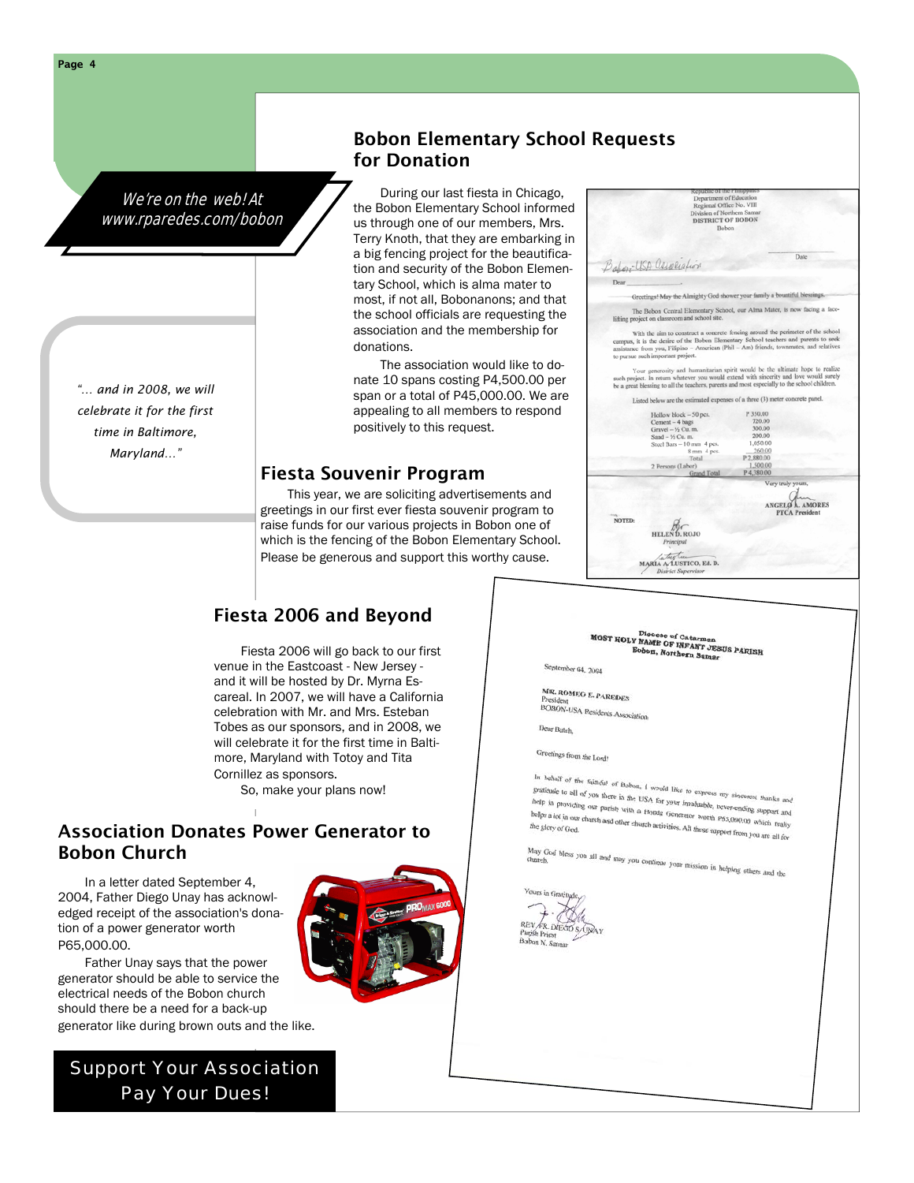*We're on the web! At www.rparedes.com/bobon*

*"... and in 2008, we will celebrate it for the first time in Baltimore, Maryland..."*

## Bobon Elementary School Requests for Donation

During our last fiesta in Chicago, the Bobon Elementary School informed us through one of our members, Mrs. Terry Knoth, that they are embarking in a big fencing project for the beautification and security of the Bobon Elementary School, which is alma mater to most, if not all, Bobonanons; and that the school officials are requesting the association and the membership for donations.

The association would like to donate 10 spans costing P4,500.00 per span or a total of P45,000.00. We are appealing to all members to respond positively to this request.

Republic of the Philippines
Department of Education
Regional Office No. VIII
Division of Northern Samar
DISTRICT OF BOBON
Bobon

Bobon-USA Association

Date

Dear ______________,

Greetings! May the Almighty God shower your family a bountiful blessings.

The Bobon Central Elementary School, our Alma Mater, is now facing a face-lifting project on classroom and school site.

With the aim to construct a concrete fencing around the perimeter of the school campus, it is the desire of the Bobon Elementary School teachers and parents to seek assistance from you, Filipino – American (Phil – Am) friends, townmates, and relatives to pursue such important project.

Your generosity and humanitarian spirit would be the ultimate hope to realize such project. In return whatever you would extend with sincerity and love would surely be a great blessing to all the teachers, parents and most especially to the school children.

Listed below are the estimated expenses of a three (3) meter concrete panel.

| | |
|---|---|
| Hollow block – 50 pcs. | P 350.00 |
| Cement – 4 bags | 720.00 |
| Gravel – ½ Cu. m. | 300.00 |
| Sand – ½ Cu. m. | 200.00 |
| Steel Bars – 10 mm 4 pcs. | 1,050.00 |
| 8 mm 4 pcs. | 260.00 |
| Total | P 2,880.00 |
| 2 Persons (Labor) | 1,500.00 |
| Grand Total | P 4,380.00 |

Very truly yours,

ANGELO A. AMORES
PTCA President

NOTED:

HELEN D. ROJO
Principal

MARIA A. LUSTICO, Ed. D.
District Supervisor

## Fiesta Souvenir Program

This year, we are soliciting advertisements and greetings in our first ever fiesta souvenir program to raise funds for our various projects in Bobon one of which is the fencing of the Bobon Elementary School. Please be generous and support this worthy cause.

## Fiesta 2006 and Beyond

Fiesta 2006 will go back to our first venue in the Eastcoast - New Jersey - and it will be hosted by Dr. Myrna Escareal. In 2007, we will have a California celebration with Mr. and Mrs. Esteban Tobes as our sponsors, and in 2008, we will celebrate it for the first time in Baltimore, Maryland with Totoy and Tita Cornillez as sponsors.

So, make your plans now!

## Association Donates Power Generator to Bobon Church

In a letter dated September 4, 2004, Father Diego Unay has acknowledged receipt of the association's donation of a power generator worth P65,000.00.

Father Unay says that the power generator should be able to service the electrical needs of the Bobon church should there be a need for a back-up generator like during brown outs and the like.

Diocese of Catarman
MOST HOLY NAME OF INFANT JESUS PARISH
Bobon, Northern Samar

September 04, 2004

MR. ROMEO E. PAREDES
President
BOBON-USA Residents Association

Dear Batch,

Greetings from the Lord!

In behalf of the faithful of Bobon, I would like to express my sincerest thanks and gratitude to all of you there in the USA for your invaluable, never-ending support and help in providing our parish with a Honda Generator worth P65,000.00 which really helps a lot in our church and other church activities. All these support from you are all for the glory of God.

May God bless you all and may you continue your mission in helping others and the church.

Yours in Gratitude,

REV. FR. DIEGO S. UNAY
Parish Priest
Bobon N. Samar

**Support Your Association**
**Pay Your Dues!**